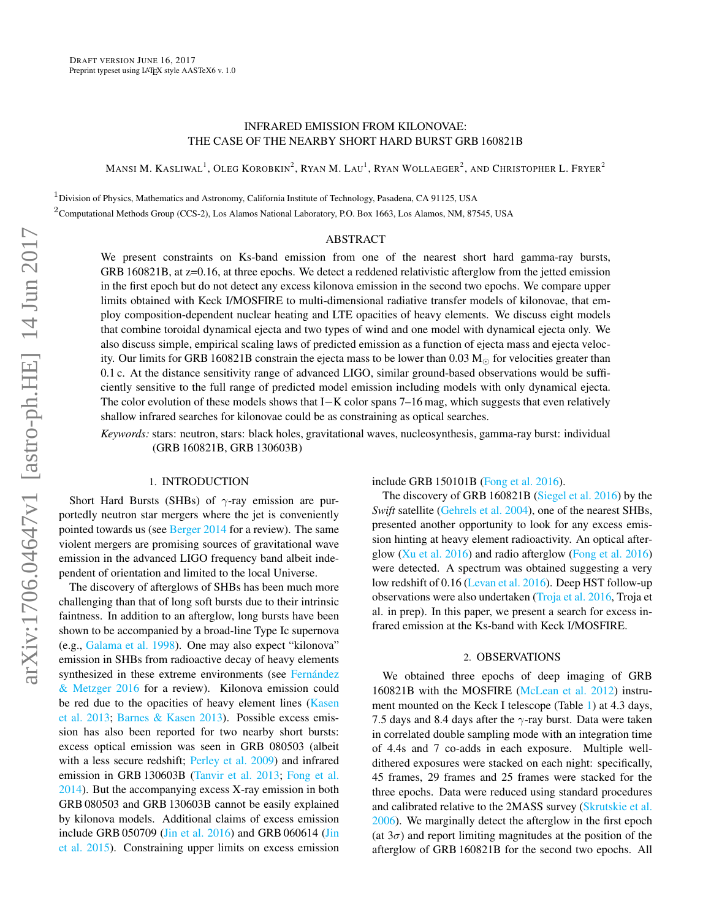# INFRARED EMISSION FROM KILONOVAE: THE CASE OF THE NEARBY SHORT HARD BURST GRB 160821B

Mansi M. Kasliwal[1], Oleg Korobkin[2], Ryan M. Lau[1], Ryan Wollaeger[2], and Christopher L. Fryer[2]

[1]Division of Physics, Mathematics and Astronomy, California Institute of Technology, Pasadena, CA 91125, USA

[2]Computational Methods Group (CCS-2), Los Alamos National Laboratory, P.O. Box 1663, Los Alamos, NM, 87545, USA

## ABSTRACT

We present constraints on Ks-band emission from one of the nearest short hard gamma-ray bursts, GRB 160821B, at z=0.16, at three epochs. We detect a reddened relativistic afterglow from the jetted emission in the first epoch but do not detect any excess kilonova emission in the second two epochs. We compare upper limits obtained with Keck I/MOSFIRE to multi-dimensional radiative transfer models of kilonovae, that employ composition-dependent nuclear heating and LTE opacities of heavy elements. We discuss eight models that combine toroidal dynamical ejecta and two types of wind and one model with dynamical ejecta only. We also discuss simple, empirical scaling laws of predicted emission as a function of ejecta mass and ejecta velocity. Our limits for GRB 160821B constrain the ejecta mass to be lower than 0.03 $M_\odot$ for velocities greater than 0.1 c. At the distance sensitivity range of advanced LIGO, similar ground-based observations would be sufficiently sensitive to the full range of predicted model emission including models with only dynamical ejecta. The color evolution of these models shows that I−K color spans 7–16 mag, which suggests that even relatively shallow infrared searches for kilonovae could be as constraining as optical searches.

*Keywords:* stars: neutron, stars: black holes, gravitational waves, nucleosynthesis, gamma-ray burst: individual (GRB 160821B, GRB 130603B)

## 1. INTRODUCTION

Short Hard Bursts (SHBs) of $\gamma$-ray emission are purportedly neutron star mergers where the jet is conveniently pointed towards us (see Berger 2014 for a review). The same violent mergers are promising sources of gravitational wave emission in the advanced LIGO frequency band albeit independent of orientation and limited to the local Universe.

The discovery of afterglows of SHBs has been much more challenging than that of long soft bursts due to their intrinsic faintness. In addition to an afterglow, long bursts have been shown to be accompanied by a broad-line Type Ic supernova (e.g., Galama et al. 1998). One may also expect "kilonova" emission in SHBs from radioactive decay of heavy elements synthesized in these extreme environments (see Fernández & Metzger 2016 for a review). Kilonova emission could be red due to the opacities of heavy element lines (Kasen et al. 2013; Barnes & Kasen 2013). Possible excess emission has also been reported for two nearby short bursts: excess optical emission was seen in GRB 080503 (albeit with a less secure redshift; Perley et al. 2009) and infrared emission in GRB 130603B (Tanvir et al. 2013; Fong et al. 2014). But the accompanying excess X-ray emission in both GRB 080503 and GRB 130603B cannot be easily explained by kilonova models. Additional claims of excess emission include GRB 050709 (Jin et al. 2016) and GRB 060614 (Jin et al. 2015). Constraining upper limits on excess emission include GRB 150101B (Fong et al. 2016).

The discovery of GRB 160821B (Siegel et al. 2016) by the *Swift* satellite (Gehrels et al. 2004), one of the nearest SHBs, presented another opportunity to look for any excess emission hinting at heavy element radioactivity. An optical afterglow (Xu et al. 2016) and radio afterglow (Fong et al. 2016) were detected. A spectrum was obtained suggesting a very low redshift of 0.16 (Levan et al. 2016). Deep HST follow-up observations were also undertaken (Troja et al. 2016, Troja et al. in prep). In this paper, we present a search for excess infrared emission at the Ks-band with Keck I/MOSFIRE.

## 2. OBSERVATIONS

We obtained three epochs of deep imaging of GRB 160821B with the MOSFIRE (McLean et al. 2012) instrument mounted on the Keck I telescope (Table 1) at 4.3 days, 7.5 days and 8.4 days after the $\gamma$-ray burst. Data were taken in correlated double sampling mode with an integration time of 4.4s and 7 co-adds in each exposure. Multiple well-dithered exposures were stacked on each night: specifically, 45 frames, 29 frames and 25 frames were stacked for the three epochs. Data were reduced using standard procedures and calibrated relative to the 2MASS survey (Skrutskie et al. 2006). We marginally detect the afterglow in the first epoch (at 3$\sigma$) and report limiting magnitudes at the position of the afterglow of GRB 160821B for the second two epochs. All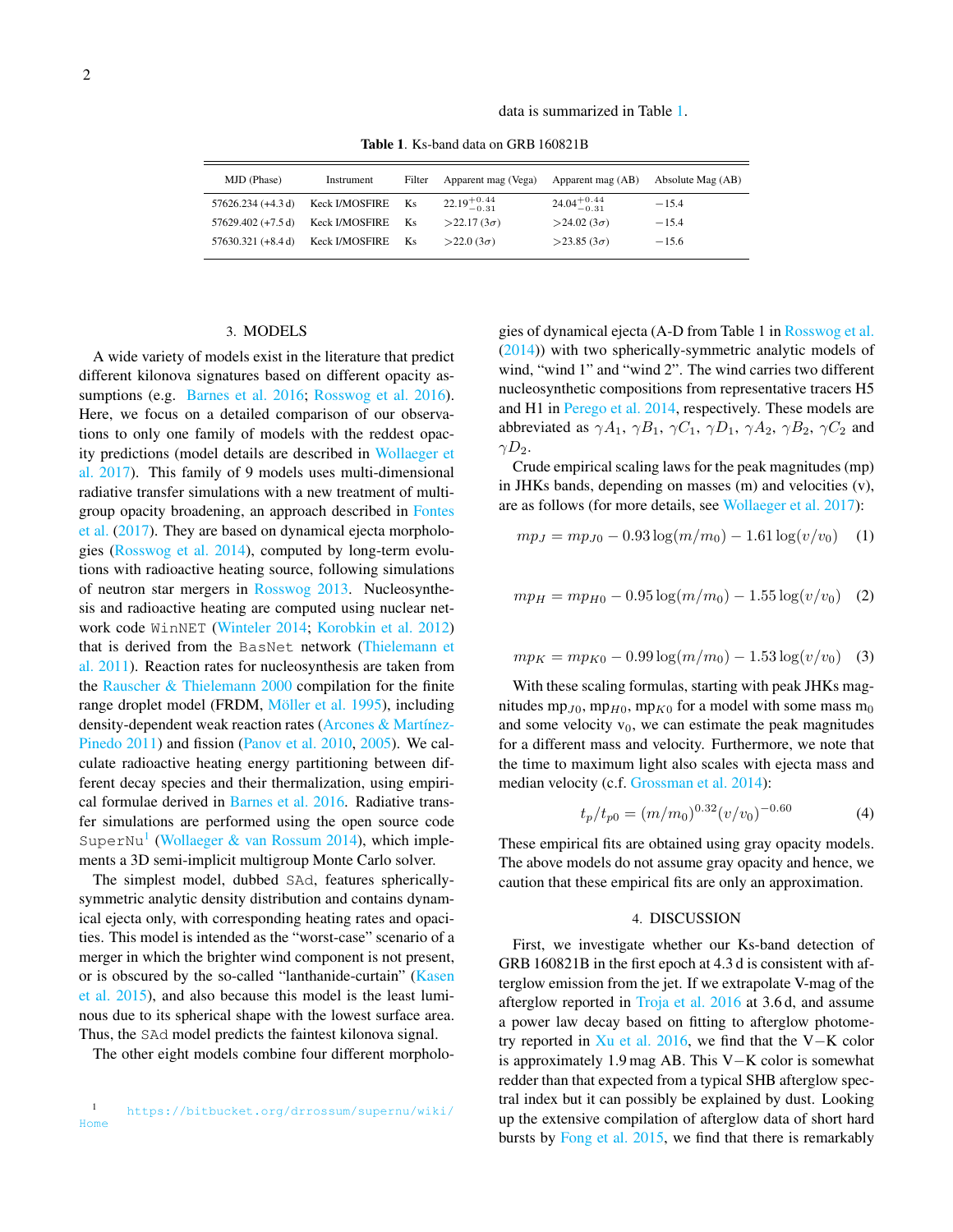data is summarized in Table 1.

**Table 1**. Ks-band data on GRB 160821B

| MJD (Phase) | Instrument | Filter | Apparent mag (Vega) | Apparent mag (AB) | Absolute Mag (AB) |
|---|---|---|---|---|---|
| 57626.234 (+4.3 d) | Keck I/MOSFIRE | Ks | $22.19^{+0.44}_{-0.31}$ | $24.04^{+0.44}_{-0.31}$ | −15.4 |
| 57629.402 (+7.5 d) | Keck I/MOSFIRE | Ks | >22.17 (3$\sigma$) | >24.02 (3$\sigma$) | −15.4 |
| 57630.321 (+8.4 d) | Keck I/MOSFIRE | Ks | >22.0 (3$\sigma$) | >23.85 (3$\sigma$) | −15.6 |

## 3. MODELS

A wide variety of models exist in the literature that predict different kilonova signatures based on different opacity assumptions (e.g. Barnes et al. 2016; Rosswog et al. 2016). Here, we focus on a detailed comparison of our observations to only one family of models with the reddest opacity predictions (model details are described in Wollaeger et al. 2017). This family of 9 models uses multi-dimensional radiative transfer simulations with a new treatment of multigroup opacity broadening, an approach described in Fontes et al. (2017). They are based on dynamical ejecta morphologies (Rosswog et al. 2014), computed by long-term evolutions with radioactive heating source, following simulations of neutron star mergers in Rosswog 2013. Nucleosynthesis and radioactive heating are computed using nuclear network code WinNET (Winteler 2014; Korobkin et al. 2012) that is derived from the BasNet network (Thielemann et al. 2011). Reaction rates for nucleosynthesis are taken from the Rauscher & Thielemann 2000 compilation for the finite range droplet model (FRDM, Möller et al. 1995), including density-dependent weak reaction rates (Arcones & Martínez-Pinedo 2011) and fission (Panov et al. 2010, 2005). We calculate radioactive heating energy partitioning between different decay species and their thermalization, using empirical formulae derived in Barnes et al. 2016. Radiative transfer simulations are performed using the open source code SuperNu[1] (Wollaeger & van Rossum 2014), which implements a 3D semi-implicit multigroup Monte Carlo solver.

The simplest model, dubbed SAd, features spherically-symmetric analytic density distribution and contains dynamical ejecta only, with corresponding heating rates and opacities. This model is intended as the "worst-case" scenario of a merger in which the brighter wind component is not present, or is obscured by the so-called "lanthanide-curtain" (Kasen et al. 2015), and also because this model is the least luminous due to its spherical shape with the lowest surface area. Thus, the SAd model predicts the faintest kilonova signal.

The other eight models combine four different morphologies of dynamical ejecta (A-D from Table 1 in Rosswog et al. (2014)) with two spherically-symmetric analytic models of wind, "wind 1" and "wind 2". The wind carries two different nucleosynthetic compositions from representative tracers H5 and H1 in Perego et al. 2014, respectively. These models are abbreviated as $\gamma A_1$, $\gamma B_1$, $\gamma C_1$, $\gamma D_1$, $\gamma A_2$, $\gamma B_2$, $\gamma C_2$ and $\gamma D_2$.

Crude empirical scaling laws for the peak magnitudes (mp) in JHKs bands, depending on masses (m) and velocities (v), are as follows (for more details, see Wollaeger et al. 2017):

$$mp_J = mp_{J0} - 0.93\log(m/m_0) - 1.61\log(v/v_0) \quad (1)$$

$$mp_H = mp_{H0} - 0.95\log(m/m_0) - 1.55\log(v/v_0) \quad (2)$$

$$mp_K = mp_{K0} - 0.99\log(m/m_0) - 1.53\log(v/v_0) \quad (3)$$

With these scaling formulas, starting with peak JHKs magnitudes $mp_{J0}$, $mp_{H0}$, $mp_{K0}$ for a model with some mass $m_0$ and some velocity $v_0$, we can estimate the peak magnitudes for a different mass and velocity. Furthermore, we note that the time to maximum light also scales with ejecta mass and median velocity (c.f. Grossman et al. 2014):

$$t_p/t_{p0} = (m/m_0)^{0.32}(v/v_0)^{-0.60} \quad (4)$$

These empirical fits are obtained using gray opacity models. The above models do not assume gray opacity and hence, we caution that these empirical fits are only an approximation.

## 4. DISCUSSION

First, we investigate whether our Ks-band detection of GRB 160821B in the first epoch at 4.3 d is consistent with afterglow emission from the jet. If we extrapolate V-mag of the afterglow reported in Troja et al. 2016 at 3.6 d, and assume a power law decay based on fitting to afterglow photometry reported in Xu et al. 2016, we find that the V−K color is approximately 1.9 mag AB. This V−K color is somewhat redder than that expected from a typical SHB afterglow spectral index but it can possibly be explained by dust. Looking up the extensive compilation of afterglow data of short hard bursts by Fong et al. 2015, we find that there is remarkably

[1] https://bitbucket.org/drrossum/supernu/wiki/Home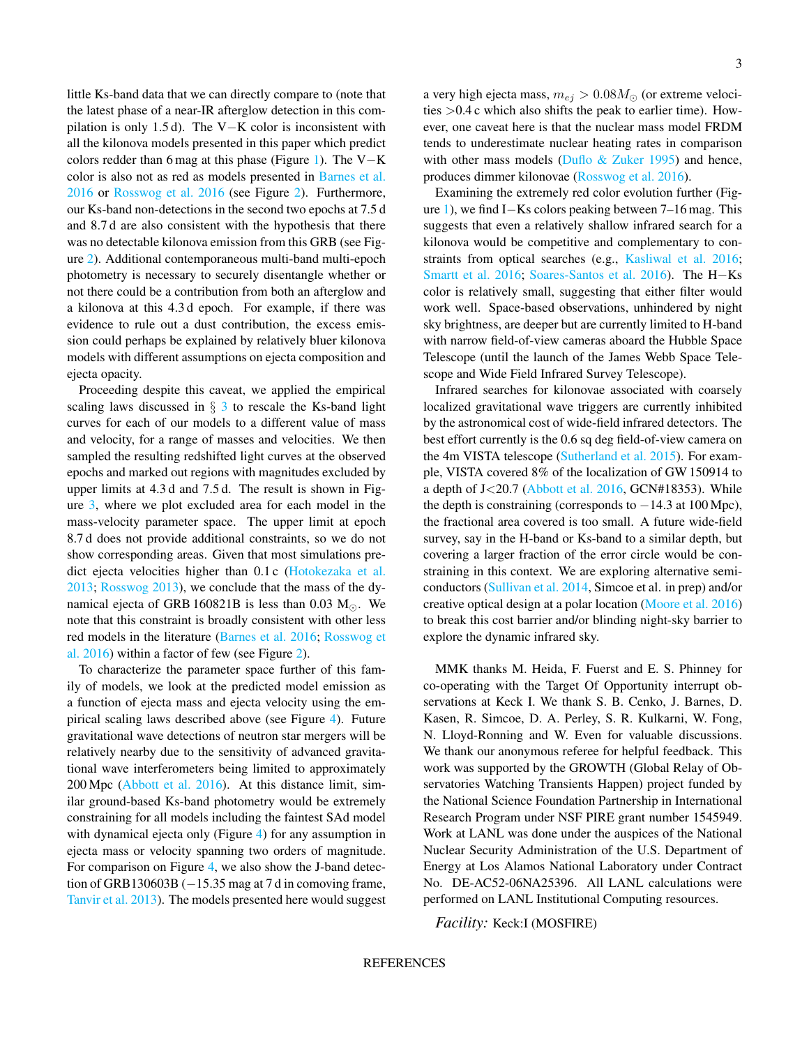little Ks-band data that we can directly compare to (note that the latest phase of a near-IR afterglow detection in this compilation is only 1.5 d). The V−K color is inconsistent with all the kilonova models presented in this paper which predict colors redder than 6 mag at this phase (Figure 1). The V−K color is also not as red as models presented in Barnes et al. 2016 or Rosswog et al. 2016 (see Figure 2). Furthermore, our Ks-band non-detections in the second two epochs at 7.5 d and 8.7 d are also consistent with the hypothesis that there was no detectable kilonova emission from this GRB (see Figure 2). Additional contemporaneous multi-band multi-epoch photometry is necessary to securely disentangle whether or not there could be a contribution from both an afterglow and a kilonova at this 4.3 d epoch. For example, if there was evidence to rule out a dust contribution, the excess emission could perhaps be explained by relatively bluer kilonova models with different assumptions on ejecta composition and ejecta opacity.

Proceeding despite this caveat, we applied the empirical scaling laws discussed in § 3 to rescale the Ks-band light curves for each of our models to a different value of mass and velocity, for a range of masses and velocities. We then sampled the resulting redshifted light curves at the observed epochs and marked out regions with magnitudes excluded by upper limits at 4.3 d and 7.5 d. The result is shown in Figure 3, where we plot excluded area for each model in the mass-velocity parameter space. The upper limit at epoch 8.7 d does not provide additional constraints, so we do not show corresponding areas. Given that most simulations predict ejecta velocities higher than 0.1 c (Hotokezaka et al. 2013; Rosswog 2013), we conclude that the mass of the dynamical ejecta of GRB 160821B is less than 0.03 $M_{\odot}$. We note that this constraint is broadly consistent with other less red models in the literature (Barnes et al. 2016; Rosswog et al. 2016) within a factor of few (see Figure 2).

To characterize the parameter space further of this family of models, we look at the predicted model emission as a function of ejecta mass and ejecta velocity using the empirical scaling laws described above (see Figure 4). Future gravitational wave detections of neutron star mergers will be relatively nearby due to the sensitivity of advanced gravitational wave interferometers being limited to approximately 200 Mpc (Abbott et al. 2016). At this distance limit, similar ground-based Ks-band photometry would be extremely constraining for all models including the faintest SAd model with dynamical ejecta only (Figure 4) for any assumption in ejecta mass or velocity spanning two orders of magnitude. For comparison on Figure 4, we also show the J-band detection of GRB130603B (−15.35 mag at 7 d in comoving frame, Tanvir et al. 2013). The models presented here would suggest a very high ejecta mass, $m_{ej} > 0.08 M_{\odot}$ (or extreme velocities >0.4 c which also shifts the peak to earlier time). However, one caveat here is that the nuclear mass model FRDM tends to underestimate nuclear heating rates in comparison with other mass models (Duflo & Zuker 1995) and hence, produces dimmer kilonovae (Rosswog et al. 2016).

Examining the extremely red color evolution further (Figure 1), we find I−Ks colors peaking between 7–16 mag. This suggests that even a relatively shallow infrared search for a kilonova would be competitive and complementary to constraints from optical searches (e.g., Kasliwal et al. 2016; Smartt et al. 2016; Soares-Santos et al. 2016). The H−Ks color is relatively small, suggesting that either filter would work well. Space-based observations, unhindered by night sky brightness, are deeper but are currently limited to H-band with narrow field-of-view cameras aboard the Hubble Space Telescope (until the launch of the James Webb Space Telescope and Wide Field Infrared Survey Telescope).

Infrared searches for kilonovae associated with coarsely localized gravitational wave triggers are currently inhibited by the astronomical cost of wide-field infrared detectors. The best effort currently is the 0.6 sq deg field-of-view camera on the 4m VISTA telescope (Sutherland et al. 2015). For example, VISTA covered 8% of the localization of GW 150914 to a depth of J<20.7 (Abbott et al. 2016, GCN#18353). While the depth is constraining (corresponds to −14.3 at 100 Mpc), the fractional area covered is too small. A future wide-field survey, say in the H-band or Ks-band to a similar depth, but covering a larger fraction of the error circle would be constraining in this context. We are exploring alternative semiconductors (Sullivan et al. 2014, Simcoe et al. in prep) and/or creative optical design at a polar location (Moore et al. 2016) to break this cost barrier and/or blinding night-sky barrier to explore the dynamic infrared sky.

MMK thanks M. Heida, F. Fuerst and E. S. Phinney for co-operating with the Target Of Opportunity interrupt observations at Keck I. We thank S. B. Cenko, J. Barnes, D. Kasen, R. Simcoe, D. A. Perley, S. R. Kulkarni, W. Fong, N. Lloyd-Ronning and W. Even for valuable discussions. We thank our anonymous referee for helpful feedback. This work was supported by the GROWTH (Global Relay of Observatories Watching Transients Happen) project funded by the National Science Foundation Partnership in International Research Program under NSF PIRE grant number 1545949. Work at LANL was done under the auspices of the National Nuclear Security Administration of the U.S. Department of Energy at Los Alamos National Laboratory under Contract No. DE-AC52-06NA25396. All LANL calculations were performed on LANL Institutional Computing resources.

*Facility:* Keck:I (MOSFIRE)

REFERENCES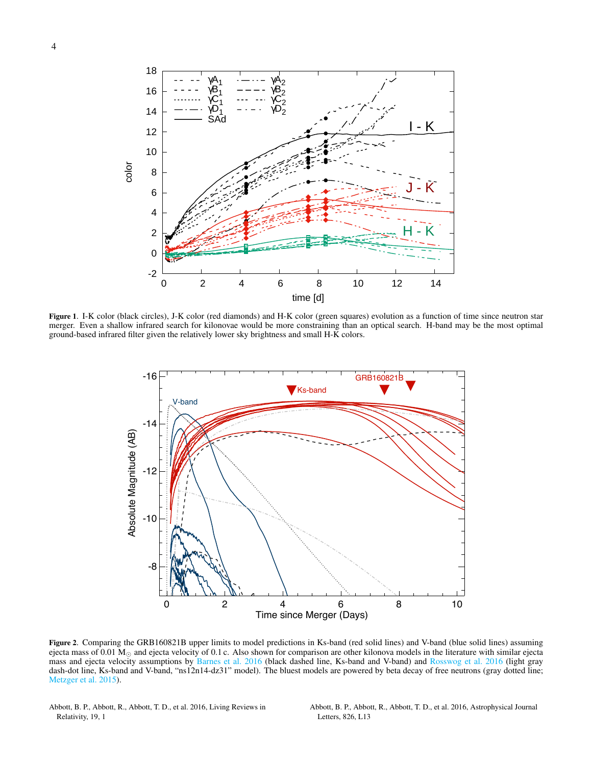**Figure 1**. I-K color (black circles), J-K color (red diamonds) and H-K color (green squares) evolution as a function of time since neutron star merger. Even a shallow infrared search for kilonovae would be more constraining than an optical search. H-band may be the most optimal ground-based infrared filter given the relatively lower sky brightness and small H-K colors.

**Figure 2**. Comparing the GRB160821B upper limits to model predictions in Ks-band (red solid lines) and V-band (blue solid lines) assuming ejecta mass of 0.01 $M_\odot$ and ejecta velocity of 0.1 c. Also shown for comparison are other kilonova models in the literature with similar ejecta mass and ejecta velocity assumptions by Barnes et al. 2016 (black dashed line, Ks-band and V-band) and Rosswog et al. 2016 (light gray dash-dot line, Ks-band and V-band, "ns12n14-dz31" model). The bluest models are powered by beta decay of free neutrons (gray dotted line; Metzger et al. 2015).

Abbott, B. P., Abbott, R., Abbott, T. D., et al. 2016, Living Reviews in Relativity, 19, 1

Abbott, B. P., Abbott, R., Abbott, T. D., et al. 2016, Astrophysical Journal Letters, 826, L13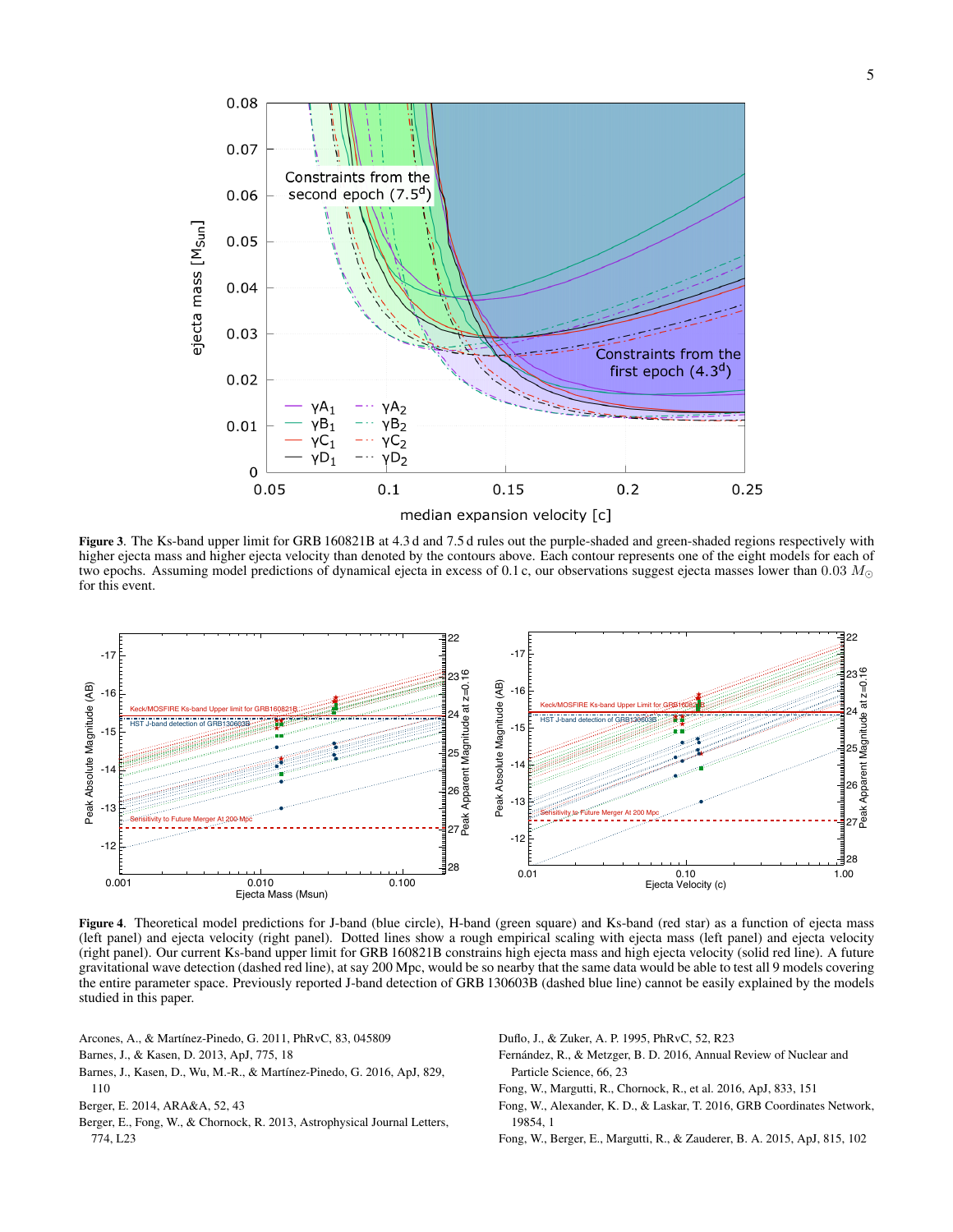**Figure 3**. The Ks-band upper limit for GRB 160821B at 4.3 d and 7.5 d rules out the purple-shaded and green-shaded regions respectively with higher ejecta mass and higher ejecta velocity than denoted by the contours above. Each contour represents one of the eight models for each of two epochs. Assuming model predictions of dynamical ejecta in excess of 0.1 c, our observations suggest ejecta masses lower than $0.03\ M_{\odot}$ for this event.

**Figure 4**. Theoretical model predictions for J-band (blue circle), H-band (green square) and Ks-band (red star) as a function of ejecta mass (left panel) and ejecta velocity (right panel). Dotted lines show a rough empirical scaling with ejecta mass (left panel) and ejecta velocity (right panel). Our current Ks-band upper limit for GRB 160821B constrains high ejecta mass and high ejecta velocity (solid red line). A future gravitational wave detection (dashed red line), at say 200 Mpc, would be so nearby that the same data would be able to test all 9 models covering the entire parameter space. Previously reported J-band detection of GRB 130603B (dashed blue line) cannot be easily explained by the models studied in this paper.

Arcones, A., & Martínez-Pinedo, G. 2011, PhRvC, 83, 045809

Barnes, J., & Kasen, D. 2013, ApJ, 775, 18

Barnes, J., Kasen, D., Wu, M.-R., & Martínez-Pinedo, G. 2016, ApJ, 829, 110

Berger, E. 2014, ARA&A, 52, 43

Berger, E., Fong, W., & Chornock, R. 2013, Astrophysical Journal Letters, 774, L23

Duflo, J., & Zuker, A. P. 1995, PhRvC, 52, R23

Fernández, R., & Metzger, B. D. 2016, Annual Review of Nuclear and Particle Science, 66, 23

Fong, W., Margutti, R., Chornock, R., et al. 2016, ApJ, 833, 151

Fong, W., Alexander, K. D., & Laskar, T. 2016, GRB Coordinates Network, 19854, 1

Fong, W., Berger, E., Margutti, R., & Zauderer, B. A. 2015, ApJ, 815, 102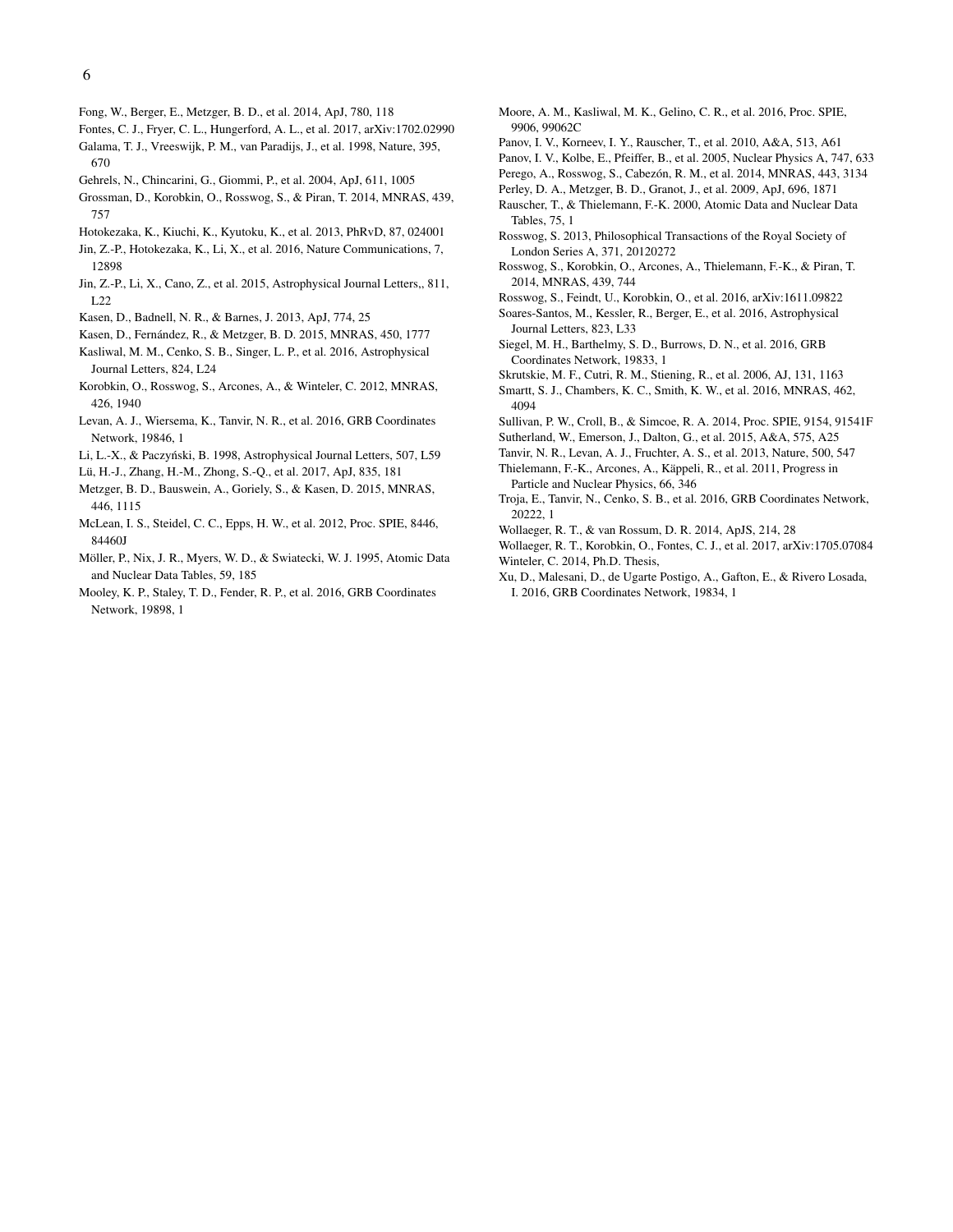Fong, W., Berger, E., Metzger, B. D., et al. 2014, ApJ, 780, 118

Fontes, C. J., Fryer, C. L., Hungerford, A. L., et al. 2017, arXiv:1702.02990

Galama, T. J., Vreeswijk, P. M., van Paradijs, J., et al. 1998, Nature, 395, 670

Gehrels, N., Chincarini, G., Giommi, P., et al. 2004, ApJ, 611, 1005

Grossman, D., Korobkin, O., Rosswog, S., & Piran, T. 2014, MNRAS, 439, 757

Hotokezaka, K., Kiuchi, K., Kyutoku, K., et al. 2013, PhRvD, 87, 024001

Jin, Z.-P., Hotokezaka, K., Li, X., et al. 2016, Nature Communications, 7, 12898

Jin, Z.-P., Li, X., Cano, Z., et al. 2015, Astrophysical Journal Letters,, 811, L22

Kasen, D., Badnell, N. R., & Barnes, J. 2013, ApJ, 774, 25

Kasen, D., Fernández, R., & Metzger, B. D. 2015, MNRAS, 450, 1777

Kasliwal, M. M., Cenko, S. B., Singer, L. P., et al. 2016, Astrophysical Journal Letters, 824, L24

Korobkin, O., Rosswog, S., Arcones, A., & Winteler, C. 2012, MNRAS, 426, 1940

Levan, A. J., Wiersema, K., Tanvir, N. R., et al. 2016, GRB Coordinates Network, 19846, 1

Li, L.-X., & Paczyński, B. 1998, Astrophysical Journal Letters, 507, L59

Lü, H.-J., Zhang, H.-M., Zhong, S.-Q., et al. 2017, ApJ, 835, 181

Metzger, B. D., Bauswein, A., Goriely, S., & Kasen, D. 2015, MNRAS, 446, 1115

McLean, I. S., Steidel, C. C., Epps, H. W., et al. 2012, Proc. SPIE, 8446, 84460J

Möller, P., Nix, J. R., Myers, W. D., & Swiatecki, W. J. 1995, Atomic Data and Nuclear Data Tables, 59, 185

Mooley, K. P., Staley, T. D., Fender, R. P., et al. 2016, GRB Coordinates Network, 19898, 1

Moore, A. M., Kasliwal, M. K., Gelino, C. R., et al. 2016, Proc. SPIE, 9906, 99062C

Panov, I. V., Korneev, I. Y., Rauscher, T., et al. 2010, A&A, 513, A61

Panov, I. V., Kolbe, E., Pfeiffer, B., et al. 2005, Nuclear Physics A, 747, 633

Perego, A., Rosswog, S., Cabezón, R. M., et al. 2014, MNRAS, 443, 3134

Perley, D. A., Metzger, B. D., Granot, J., et al. 2009, ApJ, 696, 1871

Rauscher, T., & Thielemann, F.-K. 2000, Atomic Data and Nuclear Data Tables, 75, 1

Rosswog, S. 2013, Philosophical Transactions of the Royal Society of London Series A, 371, 20120272

Rosswog, S., Korobkin, O., Arcones, A., Thielemann, F.-K., & Piran, T. 2014, MNRAS, 439, 744

Rosswog, S., Feindt, U., Korobkin, O., et al. 2016, arXiv:1611.09822

Soares-Santos, M., Kessler, R., Berger, E., et al. 2016, Astrophysical Journal Letters, 823, L33

Siegel, M. H., Barthelmy, S. D., Burrows, D. N., et al. 2016, GRB Coordinates Network, 19833, 1

Skrutskie, M. F., Cutri, R. M., Stiening, R., et al. 2006, AJ, 131, 1163

Smartt, S. J., Chambers, K. C., Smith, K. W., et al. 2016, MNRAS, 462, 4094

Sullivan, P. W., Croll, B., & Simcoe, R. A. 2014, Proc. SPIE, 9154, 91541F

Sutherland, W., Emerson, J., Dalton, G., et al. 2015, A&A, 575, A25

Tanvir, N. R., Levan, A. J., Fruchter, A. S., et al. 2013, Nature, 500, 547

Thielemann, F.-K., Arcones, A., Käppeli, R., et al. 2011, Progress in Particle and Nuclear Physics, 66, 346

Troja, E., Tanvir, N., Cenko, S. B., et al. 2016, GRB Coordinates Network, 20222, 1

Wollaeger, R. T., & van Rossum, D. R. 2014, ApJS, 214, 28

Wollaeger, R. T., Korobkin, O., Fontes, C. J., et al. 2017, arXiv:1705.07084

Winteler, C. 2014, Ph.D. Thesis,

Xu, D., Malesani, D., de Ugarte Postigo, A., Gafton, E., & Rivero Losada, I. 2016, GRB Coordinates Network, 19834, 1